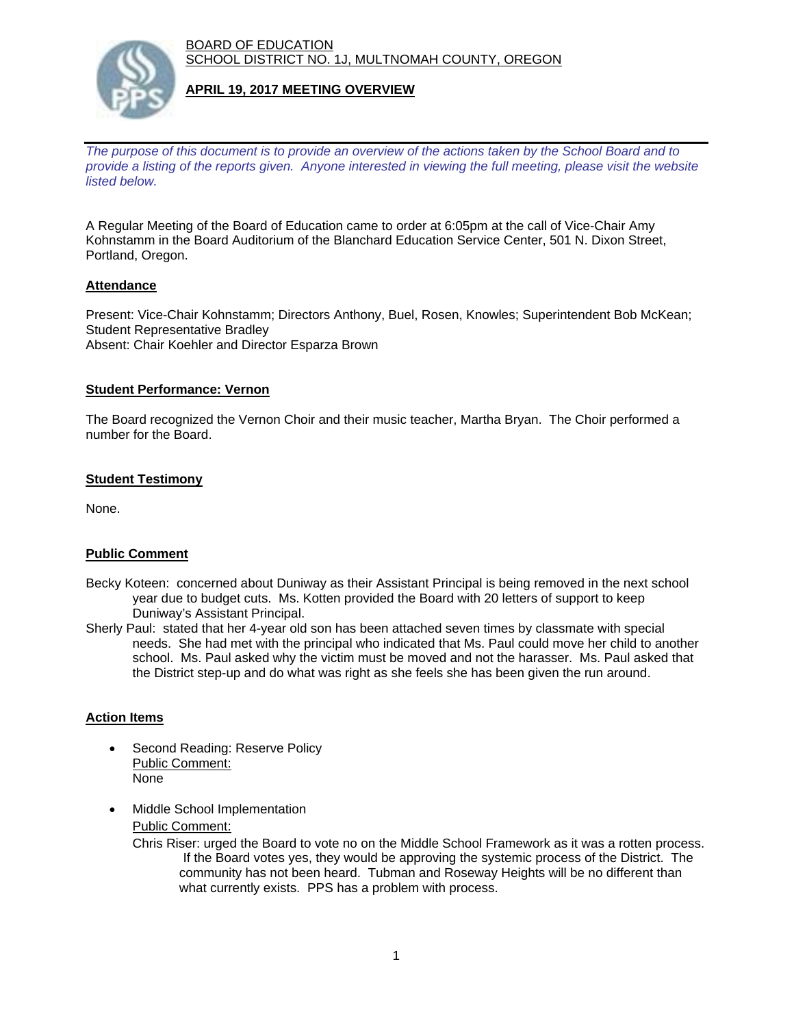BOARD OF EDUCATION
SCHOOL DISTRICT NO. 1J, MULTNOMAH COUNTY, OREGON

**APRIL 19, 2017 MEETING OVERVIEW**

*The purpose of this document is to provide an overview of the actions taken by the School Board and to provide a listing of the reports given. Anyone interested in viewing the full meeting, please visit the website listed below.*

A Regular Meeting of the Board of Education came to order at 6:05pm at the call of Vice-Chair Amy Kohnstamm in the Board Auditorium of the Blanchard Education Service Center, 501 N. Dixon Street, Portland, Oregon.

## Attendance

Present: Vice-Chair Kohnstamm; Directors Anthony, Buel, Rosen, Knowles; Superintendent Bob McKean; Student Representative Bradley
Absent: Chair Koehler and Director Esparza Brown

## Student Performance: Vernon

The Board recognized the Vernon Choir and their music teacher, Martha Bryan. The Choir performed a number for the Board.

## Student Testimony

None.

## Public Comment

Becky Koteen: concerned about Duniway as their Assistant Principal is being removed in the next school year due to budget cuts. Ms. Kotten provided the Board with 20 letters of support to keep Duniway's Assistant Principal.

Sherly Paul: stated that her 4-year old son has been attached seven times by classmate with special needs. She had met with the principal who indicated that Ms. Paul could move her child to another school. Ms. Paul asked why the victim must be moved and not the harasser. Ms. Paul asked that the District step-up and do what was right as she feels she has been given the run around.

## Action Items

- Second Reading: Reserve Policy
  Public Comment:
  None

- Middle School Implementation
  Public Comment:
  Chris Riser: urged the Board to vote no on the Middle School Framework as it was a rotten process. If the Board votes yes, they would be approving the systemic process of the District. The community has not been heard. Tubman and Roseway Heights will be no different than what currently exists. PPS has a problem with process.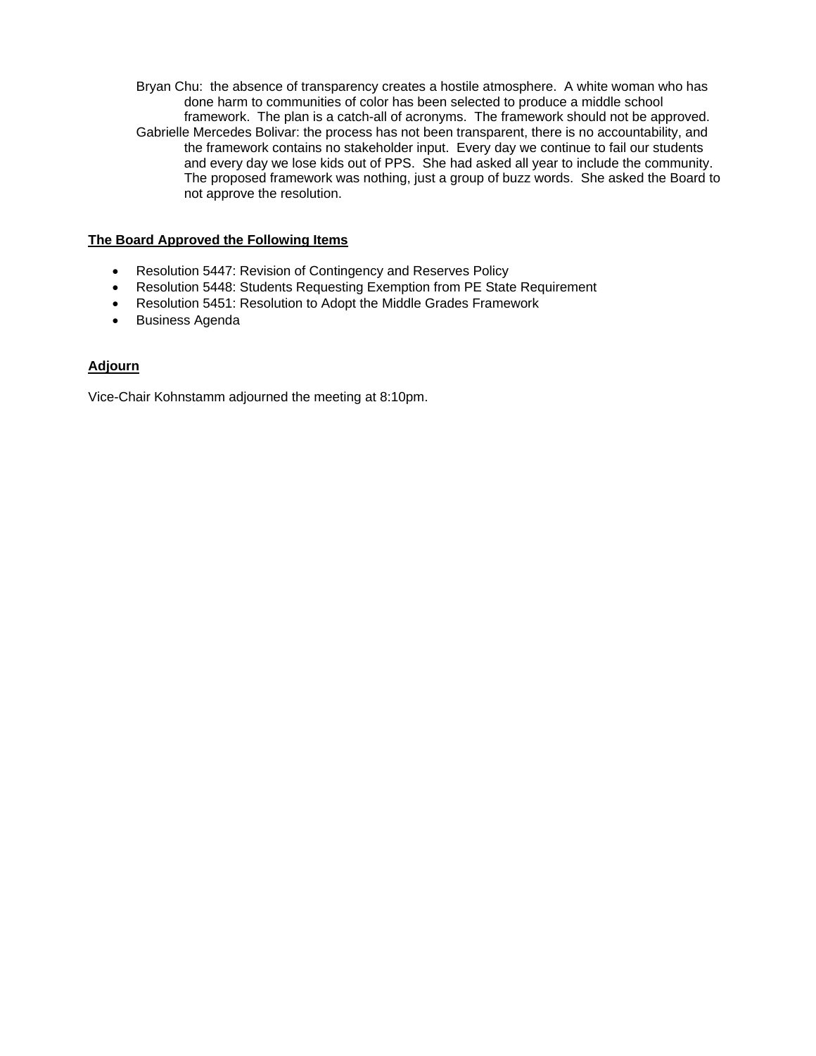Bryan Chu: the absence of transparency creates a hostile atmosphere. A white woman who has done harm to communities of color has been selected to produce a middle school framework. The plan is a catch-all of acronyms. The framework should not be approved.

Gabrielle Mercedes Bolivar: the process has not been transparent, there is no accountability, and the framework contains no stakeholder input. Every day we continue to fail our students and every day we lose kids out of PPS. She had asked all year to include the community. The proposed framework was nothing, just a group of buzz words. She asked the Board to not approve the resolution.

**The Board Approved the Following Items**

- Resolution 5447: Revision of Contingency and Reserves Policy
- Resolution 5448: Students Requesting Exemption from PE State Requirement
- Resolution 5451: Resolution to Adopt the Middle Grades Framework
- Business Agenda

**Adjourn**

Vice-Chair Kohnstamm adjourned the meeting at 8:10pm.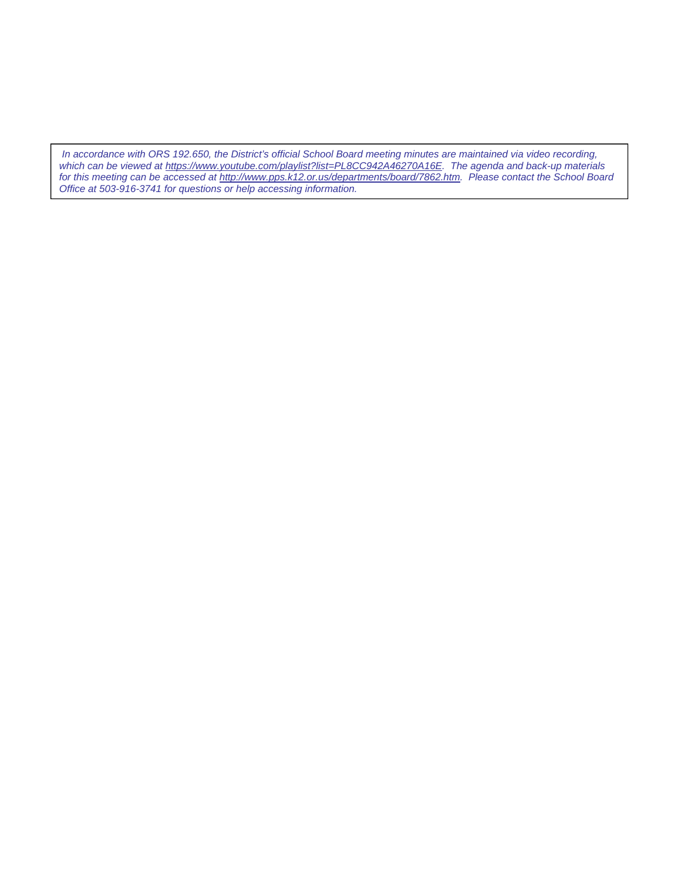*In accordance with ORS 192.650, the District's official School Board meeting minutes are maintained via video recording, which can be viewed at https://www.youtube.com/playlist?list=PL8CC942A46270A16E. The agenda and back-up materials for this meeting can be accessed at http://www.pps.k12.or.us/departments/board/7862.htm. Please contact the School Board Office at 503-916-3741 for questions or help accessing information.*